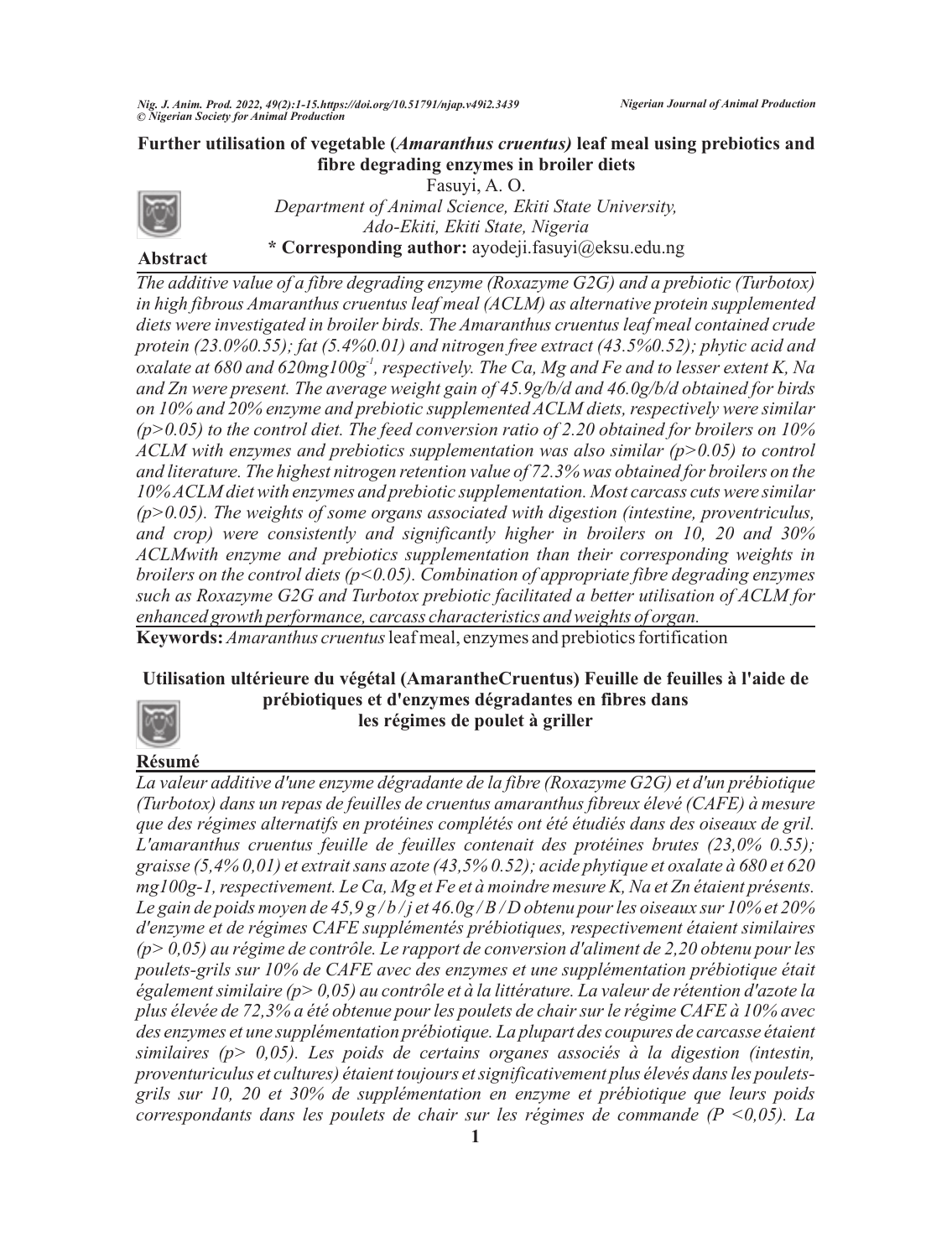# Further utilisation of vegetable (*Amaranthus cruentus*) leaf meal using prebiotics and fibre degrading enzymes in broiler diets

Fasuyi, A. O.

*Department of Animal Science, Ekiti State University, Ado-Ekiti, Ekiti State, Nigeria*

**\* Corresponding author:** ayodeji.fasuyi@eksu.edu.ng

## Abstract

*The additive value of a fibre degrading enzyme (Roxazyme G2G) and a prebiotic (Turbotox) in high fibrous Amaranthus cruentus leaf meal (ACLM) as alternative protein supplemented diets were investigated in broiler birds. The Amaranthus cruentus leaf meal contained crude protein (23.0%0.55); fat (5.4%0.01) and nitrogen free extract (43.5%0.52); phytic acid and oxalate at 680 and 620mg100g$^{-1}$, respectively. The Ca, Mg and Fe and to lesser extent K, Na and Zn were present. The average weight gain of 45.9g/b/d and 46.0g/b/d obtained for birds on 10% and 20% enzyme and prebiotic supplemented ACLM diets, respectively were similar ($p>0.05$) to the control diet. The feed conversion ratio of 2.20 obtained for broilers on 10% ACLM with enzymes and prebiotics supplementation was also similar ($p>0.05$) to control and literature. The highest nitrogen retention value of 72.3% was obtained for broilers on the 10% ACLM diet with enzymes and prebiotic supplementation. Most carcass cuts were similar ($p>0.05$). The weights of some organs associated with digestion (intestine, proventriculus, and crop) were consistently and significantly higher in broilers on 10, 20 and 30% ACLMwith enzyme and prebiotics supplementation than their corresponding weights in broilers on the control diets ($p<0.05$). Combination of appropriate fibre degrading enzymes such as Roxazyme G2G and Turbotox prebiotic facilitated a better utilisation of ACLM for enhanced growth performance, carcass characteristics and weights of organ.*

**Keywords:** *Amaranthus cruentus* leaf meal, enzymes and prebiotics fortification

# Utilisation ultérieure du végétal (AmarantheCruentus) Feuille de feuilles à l'aide de prébiotiques et d'enzymes dégradantes en fibres dans les régimes de poulet à griller

## Résumé

*La valeur additive d'une enzyme dégradante de la fibre (Roxazyme G2G) et d'un prébiotique (Turbotox) dans un repas de feuilles de cruentus amaranthus fibreux élevé (CAFE) à mesure que des régimes alternatifs en protéines complétés ont été étudiés dans des oiseaux de gril. L'amaranthus cruentus feuille de feuilles contenait des protéines brutes (23,0% 0.55); graisse (5,4% 0,01) et extrait sans azote (43,5% 0.52); acide phytique et oxalate à 680 et 620 mg100g-1, respectivement. Le Ca, Mg et Fe et à moindre mesure K, Na et Zn étaient présents. Le gain de poids moyen de 45,9 g / b / j et 46.0g / B / D obtenu pour les oiseaux sur 10% et 20% d'enzyme et de régimes CAFE supplémentés prébiotiques, respectivement étaient similaires (p> 0,05) au régime de contrôle. Le rapport de conversion d'aliment de 2,20 obtenu pour les poulets-grils sur 10% de CAFE avec des enzymes et une supplémentation prébiotique était également similaire (p> 0,05) au contrôle et à la littérature. La valeur de rétention d'azote la plus élevée de 72,3% a été obtenue pour les poulets de chair sur le régime CAFE à 10% avec des enzymes et une supplémentation prébiotique. La plupart des coupures de carcasse étaient similaires (p> 0,05). Les poids de certains organes associés à la digestion (intestin, proventuriculus et cultures) étaient toujours et significativement plus élevés dans les poulets-grils sur 10, 20 et 30% de supplémentation en enzyme et prébiotique que leurs poids correspondants dans les poulets de chair sur les régimes de commande (P <0,05). La*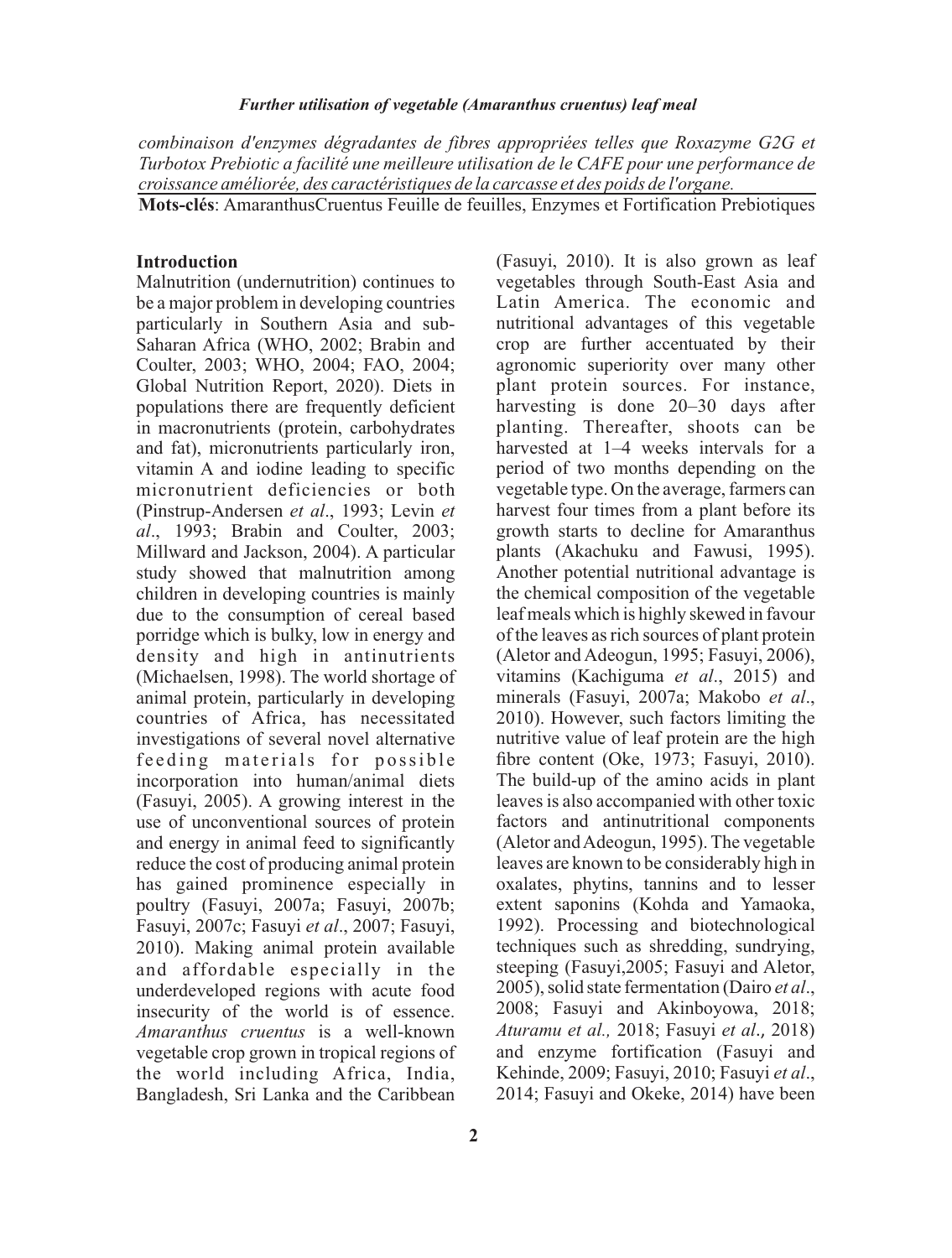*combinaison d'enzymes dégradantes de fibres appropriées telles que Roxazyme G2G et Turbotox Prebiotic a facilité une meilleure utilisation de le CAFE pour une performance de croissance améliorée, des caractéristiques de la carcasse et des poids de l'organe.*

**Mots-clés**: AmaranthusCruentus Feuille de feuilles, Enzymes et Fortification Prebiotiques

## Introduction

Malnutrition (undernutrition) continues to be a major problem in developing countries particularly in Southern Asia and sub-Saharan Africa (WHO, 2002; Brabin and Coulter, 2003; WHO, 2004; FAO, 2004; Global Nutrition Report, 2020). Diets in populations there are frequently deficient in macronutrients (protein, carbohydrates and fat), micronutrients particularly iron, vitamin A and iodine leading to specific micronutrient deficiencies or both (Pinstrup-Andersen *et al*., 1993; Levin *et al*., 1993; Brabin and Coulter, 2003; Millward and Jackson, 2004). A particular study showed that malnutrition among children in developing countries is mainly due to the consumption of cereal based porridge which is bulky, low in energy and density and high in antinutrients (Michaelsen, 1998). The world shortage of animal protein, particularly in developing countries of Africa, has necessitated investigations of several novel alternative feeding materials for possible incorporation into human/animal diets (Fasuyi, 2005). A growing interest in the use of unconventional sources of protein and energy in animal feed to significantly reduce the cost of producing animal protein has gained prominence especially in poultry (Fasuyi, 2007a; Fasuyi, 2007b; Fasuyi, 2007c; Fasuyi *et al*., 2007; Fasuyi, 2010). Making animal protein available and affordable especially in the underdeveloped regions with acute food insecurity of the world is of essence. *Amaranthus cruentus* is a well-known vegetable crop grown in tropical regions of the world including Africa, India, Bangladesh, Sri Lanka and the Caribbean (Fasuyi, 2010). It is also grown as leaf vegetables through South-East Asia and Latin America. The economic and nutritional advantages of this vegetable crop are further accentuated by their agronomic superiority over many other plant protein sources. For instance, harvesting is done 20–30 days after planting. Thereafter, shoots can be harvested at 1–4 weeks intervals for a period of two months depending on the vegetable type. On the average, farmers can harvest four times from a plant before its growth starts to decline for Amaranthus plants (Akachuku and Fawusi, 1995). Another potential nutritional advantage is the chemical composition of the vegetable leaf meals which is highly skewed in favour of the leaves as rich sources of plant protein (Aletor and Adeogun, 1995; Fasuyi, 2006), vitamins (Kachiguma *et al*., 2015) and minerals (Fasuyi, 2007a; Makobo *et al*., 2010). However, such factors limiting the nutritive value of leaf protein are the high fibre content (Oke, 1973; Fasuyi, 2010). The build-up of the amino acids in plant leaves is also accompanied with other toxic factors and antinutritional components (Aletor and Adeogun, 1995). The vegetable leaves are known to be considerably high in oxalates, phytins, tannins and to lesser extent saponins (Kohda and Yamaoka, 1992). Processing and biotechnological techniques such as shredding, sundrying, steeping (Fasuyi,2005; Fasuyi and Aletor, 2005), solid state fermentation (Dairo *et al*., 2008; Fasuyi and Akinboyowa, 2018; *Aturamu et al.,* 2018; Fasuyi *et al*.*,* 2018) and enzyme fortification (Fasuyi and Kehinde, 2009; Fasuyi, 2010; Fasuyi *et al*., 2014; Fasuyi and Okeke, 2014) have been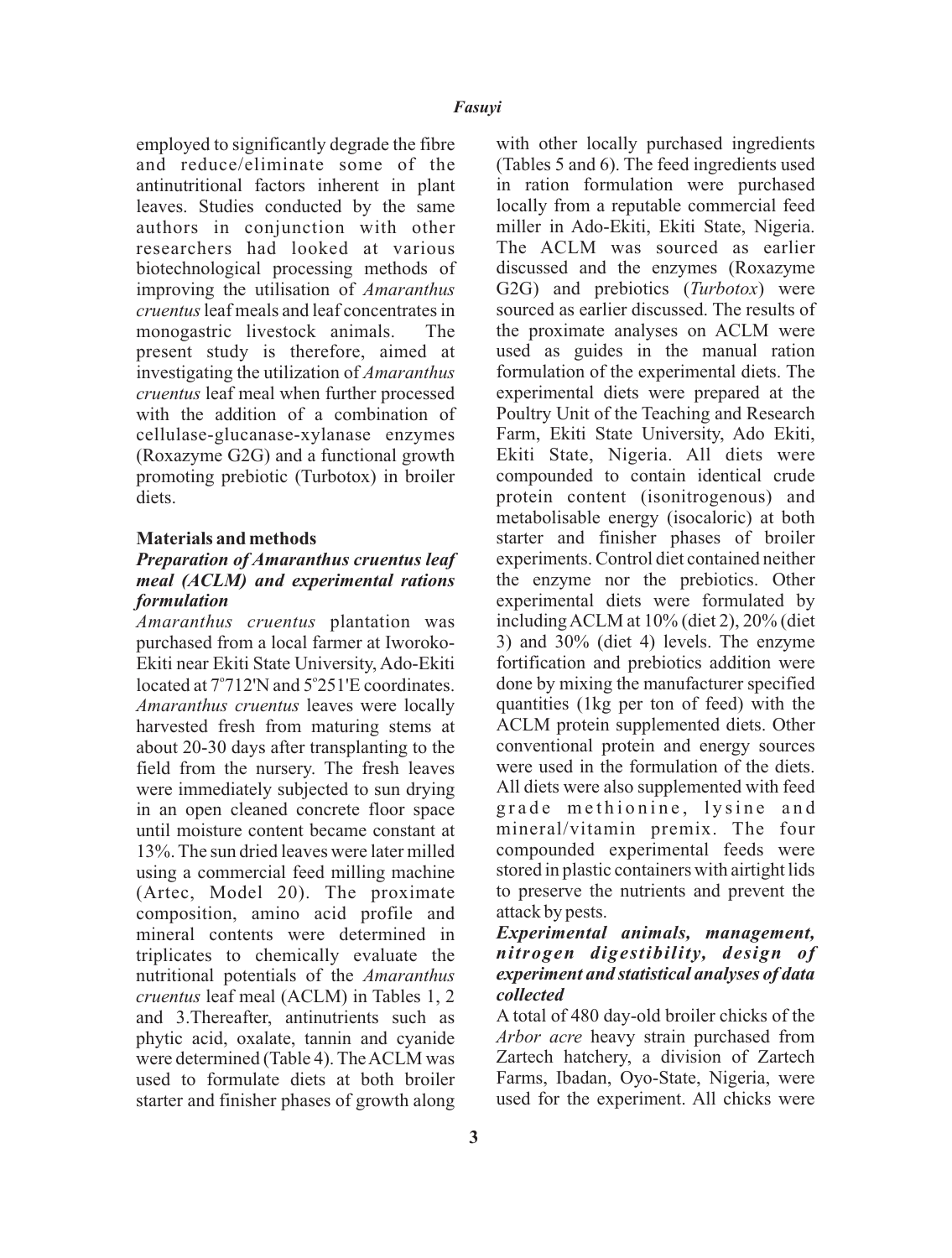employed to significantly degrade the fibre and reduce/eliminate some of the antinutritional factors inherent in plant leaves. Studies conducted by the same authors in conjunction with other researchers had looked at various biotechnological processing methods of improving the utilisation of *Amaranthus cruentus* leaf meals and leaf concentrates in monogastric livestock animals. The present study is therefore, aimed at investigating the utilization of *Amaranthus cruentus* leaf meal when further processed with the addition of a combination of cellulase-glucanase-xylanase enzymes (Roxazyme G2G) and a functional growth promoting prebiotic (Turbotox) in broiler diets.

## Materials and methods

### *Preparation of Amaranthus cruentus leaf meal (ACLM) and experimental rations formulation*

*Amaranthus cruentus* plantation was purchased from a local farmer at Iworoko-Ekiti near Ekiti State University, Ado-Ekiti located at 7°712'N and 5°251'E coordinates. *Amaranthus cruentus* leaves were locally harvested fresh from maturing stems at about 20-30 days after transplanting to the field from the nursery. The fresh leaves were immediately subjected to sun drying in an open cleaned concrete floor space until moisture content became constant at 13%. The sun dried leaves were later milled using a commercial feed milling machine (Artec, Model 20). The proximate composition, amino acid profile and mineral contents were determined in triplicates to chemically evaluate the nutritional potentials of the *Amaranthus cruentus* leaf meal (ACLM) in Tables 1, 2 and 3.Thereafter, antinutrients such as phytic acid, oxalate, tannin and cyanide were determined (Table 4). The ACLM was used to formulate diets at both broiler starter and finisher phases of growth along with other locally purchased ingredients (Tables 5 and 6). The feed ingredients used in ration formulation were purchased locally from a reputable commercial feed miller in Ado-Ekiti, Ekiti State, Nigeria. The ACLM was sourced as earlier discussed and the enzymes (Roxazyme G2G) and prebiotics (*Turbotox*) were sourced as earlier discussed. The results of the proximate analyses on ACLM were used as guides in the manual ration formulation of the experimental diets. The experimental diets were prepared at the Poultry Unit of the Teaching and Research Farm, Ekiti State University, Ado Ekiti, Ekiti State, Nigeria. All diets were compounded to contain identical crude protein content (isonitrogenous) and metabolisable energy (isocaloric) at both starter and finisher phases of broiler experiments. Control diet contained neither the enzyme nor the prebiotics. Other experimental diets were formulated by including ACLM at 10% (diet 2), 20% (diet 3) and 30% (diet 4) levels. The enzyme fortification and prebiotics addition were done by mixing the manufacturer specified quantities (1kg per ton of feed) with the ACLM protein supplemented diets. Other conventional protein and energy sources were used in the formulation of the diets. All diets were also supplemented with feed grade methionine, lysine and mineral/vitamin premix. The four compounded experimental feeds were stored in plastic containers with airtight lids to preserve the nutrients and prevent the attack by pests.

### *Experimental animals, management, nitrogen digestibility, design of experiment and statistical analyses of data collected*

A total of 480 day-old broiler chicks of the *Arbor acre* heavy strain purchased from Zartech hatchery, a division of Zartech Farms, Ibadan, Oyo-State, Nigeria, were used for the experiment. All chicks were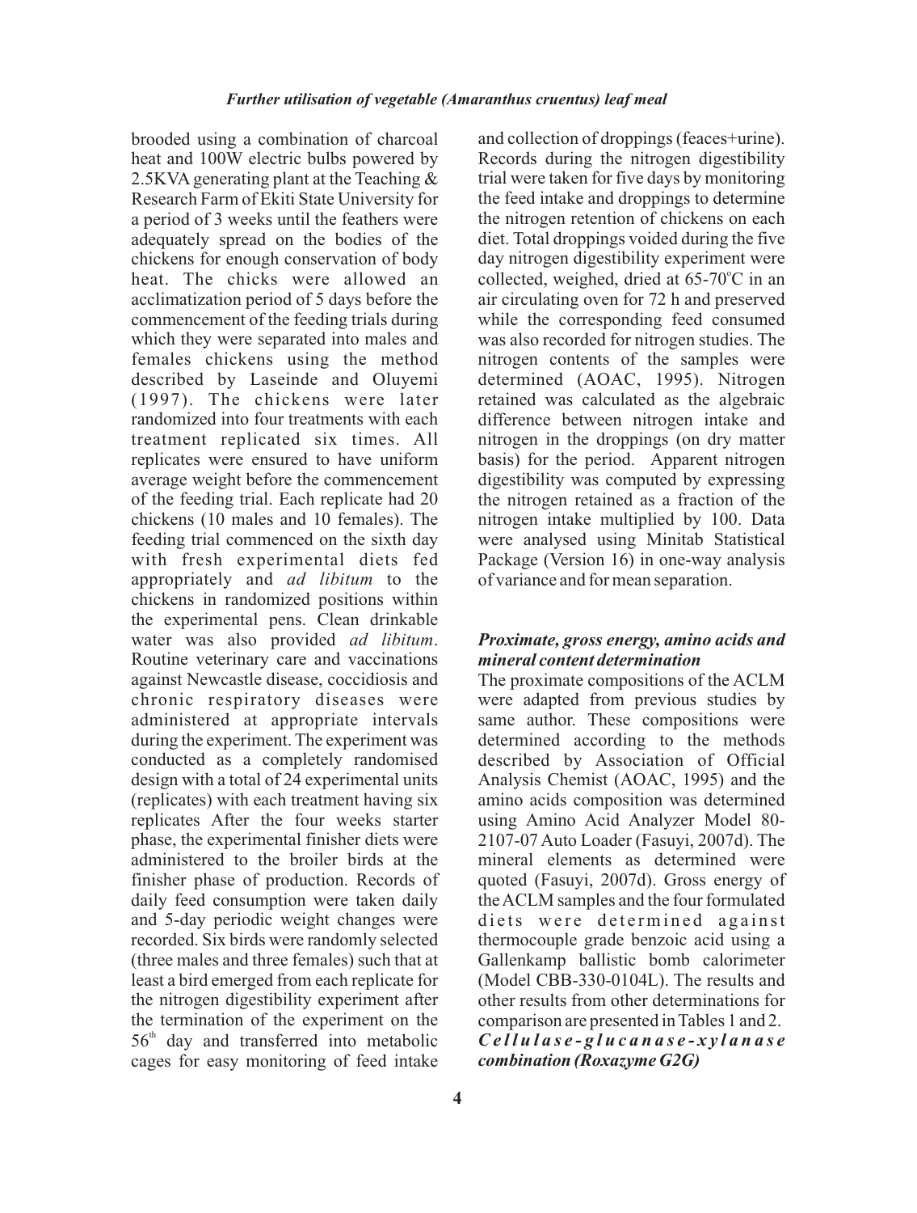brooded using a combination of charcoal heat and 100W electric bulbs powered by 2.5KVA generating plant at the Teaching & Research Farm of Ekiti State University for a period of 3 weeks until the feathers were adequately spread on the bodies of the chickens for enough conservation of body heat. The chicks were allowed an acclimatization period of 5 days before the commencement of the feeding trials during which they were separated into males and females chickens using the method described by Laseinde and Oluyemi (1997). The chickens were later randomized into four treatments with each treatment replicated six times. All replicates were ensured to have uniform average weight before the commencement of the feeding trial. Each replicate had 20 chickens (10 males and 10 females). The feeding trial commenced on the sixth day with fresh experimental diets fed appropriately and *ad libitum* to the chickens in randomized positions within the experimental pens. Clean drinkable water was also provided *ad libitum*. Routine veterinary care and vaccinations against Newcastle disease, coccidiosis and chronic respiratory diseases were administered at appropriate intervals during the experiment. The experiment was conducted as a completely randomised design with a total of 24 experimental units (replicates) with each treatment having six replicates After the four weeks starter phase, the experimental finisher diets were administered to the broiler birds at the finisher phase of production. Records of daily feed consumption were taken daily and 5-day periodic weight changes were recorded. Six birds were randomly selected (three males and three females) such that at least a bird emerged from each replicate for the nitrogen digestibility experiment after the termination of the experiment on the 56th day and transferred into metabolic cages for easy monitoring of feed intake and collection of droppings (feaces+urine). Records during the nitrogen digestibility trial were taken for five days by monitoring the feed intake and droppings to determine the nitrogen retention of chickens on each diet. Total droppings voided during the five day nitrogen digestibility experiment were collected, weighed, dried at 65-70°C in an air circulating oven for 72 h and preserved while the corresponding feed consumed was also recorded for nitrogen studies. The nitrogen contents of the samples were determined (AOAC, 1995). Nitrogen retained was calculated as the algebraic difference between nitrogen intake and nitrogen in the droppings (on dry matter basis) for the period. Apparent nitrogen digestibility was computed by expressing the nitrogen retained as a fraction of the nitrogen intake multiplied by 100. Data were analysed using Minitab Statistical Package (Version 16) in one-way analysis of variance and for mean separation.

### *Proximate, gross energy, amino acids and mineral content determination*

The proximate compositions of the ACLM were adapted from previous studies by same author. These compositions were determined according to the methods described by Association of Official Analysis Chemist (AOAC, 1995) and the amino acids composition was determined using Amino Acid Analyzer Model 80-2107-07 Auto Loader (Fasuyi, 2007d). The mineral elements as determined were quoted (Fasuyi, 2007d). Gross energy of the ACLM samples and the four formulated diets were determined against thermocouple grade benzoic acid using a Gallenkamp ballistic bomb calorimeter (Model CBB-330-0104L). The results and other results from other determinations for comparison are presented in Tables 1 and 2.

### *Cellulase-glucanase-xylanase combination (Roxazyme G2G)*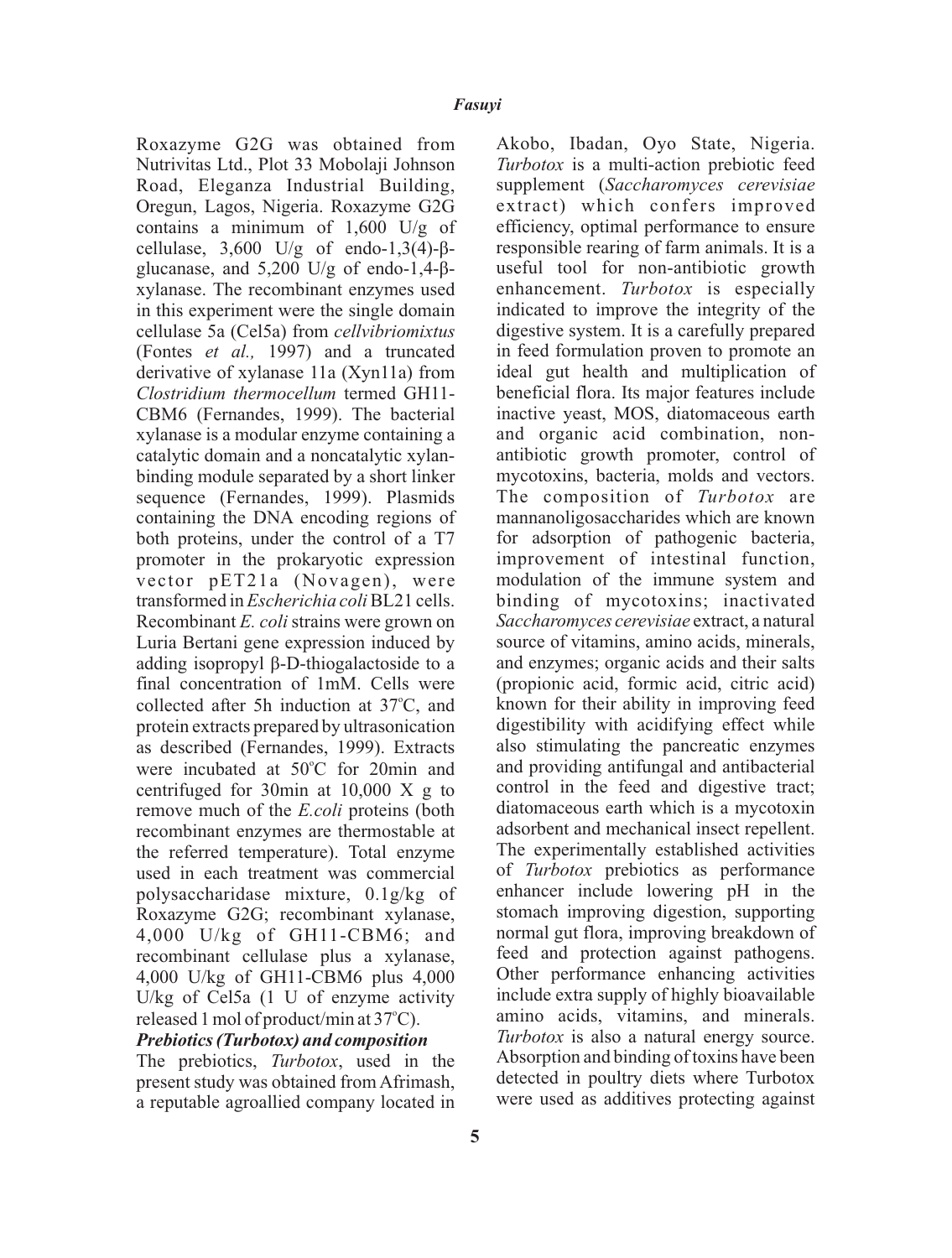Roxazyme G2G was obtained from Nutrivitas Ltd., Plot 33 Mobolaji Johnson Road, Eleganza Industrial Building, Oregun, Lagos, Nigeria. Roxazyme G2G contains a minimum of 1,600 U/g of cellulase, 3,600 U/g of endo-1,3(4)-β-glucanase, and 5,200 U/g of endo-1,4-β-xylanase. The recombinant enzymes used in this experiment were the single domain cellulase 5a (Cel5a) from *cellvibriomixtus* (Fontes *et al.,* 1997) and a truncated derivative of xylanase 11a (Xyn11a) from *Clostridium thermocellum* termed GH11-CBM6 (Fernandes, 1999). The bacterial xylanase is a modular enzyme containing a catalytic domain and a noncatalytic xylan-binding module separated by a short linker sequence (Fernandes, 1999). Plasmids containing the DNA encoding regions of both proteins, under the control of a T7 promoter in the prokaryotic expression vector pET21a (Novagen), were transformed in *Escherichia coli* BL21 cells. Recombinant *E. coli* strains were grown on Luria Bertani gene expression induced by adding isopropyl β-D-thiogalactoside to a final concentration of 1mM. Cells were collected after 5h induction at 37°C, and protein extracts prepared by ultrasonication as described (Fernandes, 1999). Extracts were incubated at 50°C for 20min and centrifuged for 30min at 10,000 X g to remove much of the *E.coli* proteins (both recombinant enzymes are thermostable at the referred temperature). Total enzyme used in each treatment was commercial polysaccharidase mixture, 0.1g/kg of Roxazyme G2G; recombinant xylanase, 4,000 U/kg of GH11-CBM6; and recombinant cellulase plus a xylanase, 4,000 U/kg of GH11-CBM6 plus 4,000 U/kg of Cel5a (1 U of enzyme activity released 1 mol of product/min at 37°C).

***Prebiotics (Turbotox) and composition***

The prebiotics, *Turbotox*, used in the present study was obtained from Afrimash, a reputable agroallied company located in Akobo, Ibadan, Oyo State, Nigeria. *Turbotox* is a multi-action prebiotic feed supplement (*Saccharomyces cerevisiae* extract) which confers improved efficiency, optimal performance to ensure responsible rearing of farm animals. It is a useful tool for non-antibiotic growth enhancement. *Turbotox* is especially indicated to improve the integrity of the digestive system. It is a carefully prepared in feed formulation proven to promote an ideal gut health and multiplication of beneficial flora. Its major features include inactive yeast, MOS, diatomaceous earth and organic acid combination, non-antibiotic growth promoter, control of mycotoxins, bacteria, molds and vectors. The composition of *Turbotox* are mannanoligosaccharides which are known for adsorption of pathogenic bacteria, improvement of intestinal function, modulation of the immune system and binding of mycotoxins; inactivated *Saccharomyces cerevisiae* extract, a natural source of vitamins, amino acids, minerals, and enzymes; organic acids and their salts (propionic acid, formic acid, citric acid) known for their ability in improving feed digestibility with acidifying effect while also stimulating the pancreatic enzymes and providing antifungal and antibacterial control in the feed and digestive tract; diatomaceous earth which is a mycotoxin adsorbent and mechanical insect repellent. The experimentally established activities of *Turbotox* prebiotics as performance enhancer include lowering pH in the stomach improving digestion, supporting normal gut flora, improving breakdown of feed and protection against pathogens. Other performance enhancing activities include extra supply of highly bioavailable amino acids, vitamins, and minerals. *Turbotox* is also a natural energy source. Absorption and binding of toxins have been detected in poultry diets where Turbotox were used as additives protecting against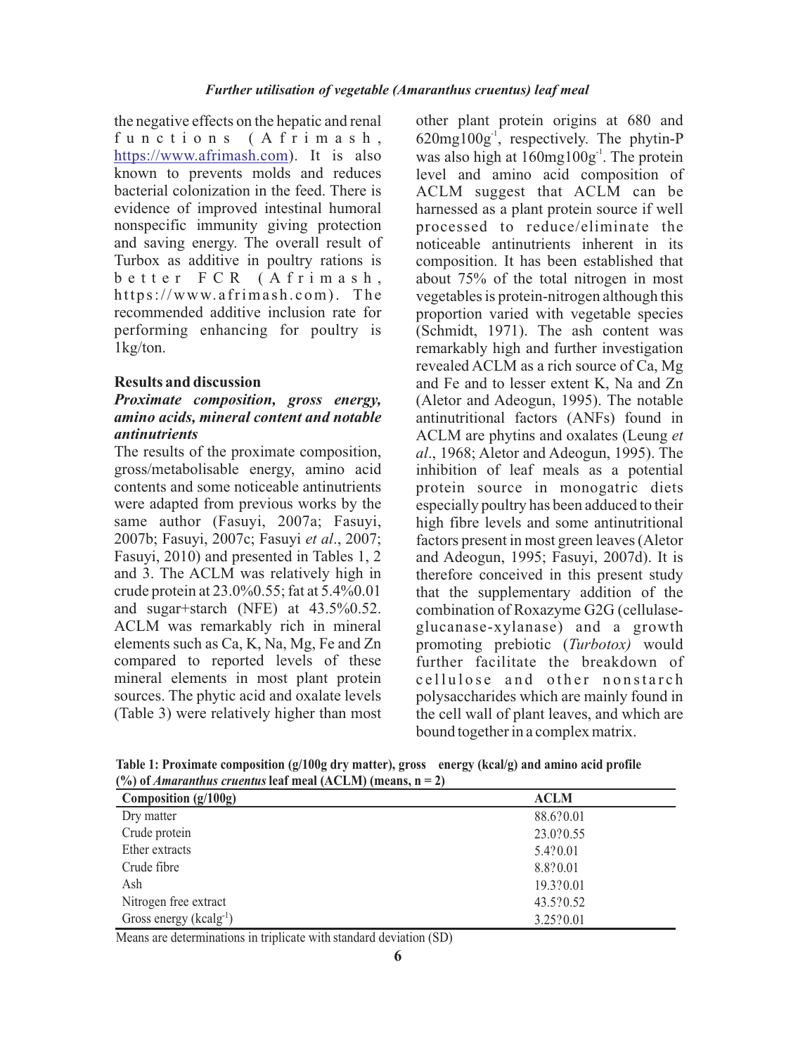the negative effects on the hepatic and renal functions (Afrimash, https://www.afrimash.com). It is also known to prevents molds and reduces bacterial colonization in the feed. There is evidence of improved intestinal humoral nonspecific immunity giving protection and saving energy. The overall result of Turbox as additive in poultry rations is better FCR (Afrimash, https://www.afrimash.com). The recommended additive inclusion rate for performing enhancing for poultry is 1kg/ton.

## Results and discussion

### *Proximate composition, gross energy, amino acids, mineral content and notable antinutrients*

The results of the proximate composition, gross/metabolisable energy, amino acid contents and some noticeable antinutrients were adapted from previous works by the same author (Fasuyi, 2007a; Fasuyi, 2007b; Fasuyi, 2007c; Fasuyi *et al*., 2007; Fasuyi, 2010) and presented in Tables 1, 2 and 3. The ACLM was relatively high in crude protein at 23.0%0.55; fat at 5.4%0.01 and sugar+starch (NFE) at 43.5%0.52. ACLM was remarkably rich in mineral elements such as Ca, K, Na, Mg, Fe and Zn compared to reported levels of these mineral elements in most plant protein sources. The phytic acid and oxalate levels (Table 3) were relatively higher than most other plant protein origins at 680 and $620mg100g^{-1}$, respectively. The phytin-P was also high at $160mg100g^{-1}$. The protein level and amino acid composition of ACLM suggest that ACLM can be harnessed as a plant protein source if well processed to reduce/eliminate the noticeable antinutrients inherent in its composition. It has been established that about 75% of the total nitrogen in most vegetables is protein-nitrogen although this proportion varied with vegetable species (Schmidt, 1971). The ash content was remarkably high and further investigation revealed ACLM as a rich source of Ca, Mg and Fe and to lesser extent K, Na and Zn (Aletor and Adeogun, 1995). The notable antinutritional factors (ANFs) found in ACLM are phytins and oxalates (Leung *et al*., 1968; Aletor and Adeogun, 1995). The inhibition of leaf meals as a potential protein source in monogatric diets especially poultry has been adduced to their high fibre levels and some antinutritional factors present in most green leaves (Aletor and Adeogun, 1995; Fasuyi, 2007d). It is therefore conceived in this present study that the supplementary addition of the combination of Roxazyme G2G (cellulase-glucanase-xylanase) and a growth promoting prebiotic (*Turbotox)* would further facilitate the breakdown of cellulose and other nonstarch polysaccharides which are mainly found in the cell wall of plant leaves, and which are bound together in a complex matrix.

**Table 1: Proximate composition (g/100g dry matter), gross energy (kcal/g) and amino acid profile (%) of *Amaranthus cruentus* leaf meal (ACLM) (means, n = 2)**

| Composition (g/100g) | ACLM |
|---|---|
| Dry matter | 88.6?0.01 |
| Crude protein | 23.0?0.55 |
| Ether extracts | 5.4?0.01 |
| Crude fibre | 8.8?0.01 |
| Ash | 19.3?0.01 |
| Nitrogen free extract | 43.5?0.52 |
| Gross energy ($kcalg^{-1}$) | 3.25?0.01 |

Means are determinations in triplicate with standard deviation (SD)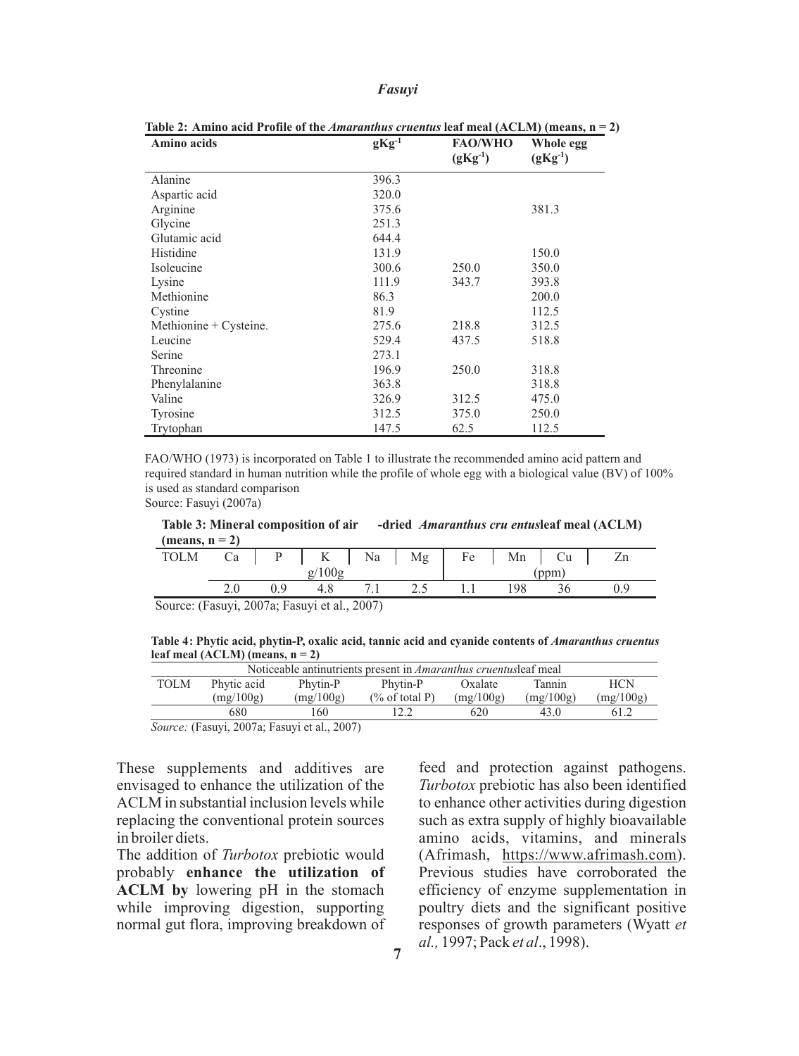**Table 2: Amino acid Profile of the *Amaranthus cruentus* leaf meal (ACLM) (means, n = 2)**

| Amino acids | $gKg^{-1}$ | FAO/WHO ($gKg^{-1}$) | Whole egg ($gKg^{-1}$) |
|---|---|---|---|
| Alanine | 396.3 | | |
| Aspartic acid | 320.0 | | |
| Arginine | 375.6 | | 381.3 |
| Glycine | 251.3 | | |
| Glutamic acid | 644.4 | | |
| Histidine | 131.9 | | 150.0 |
| Isoleucine | 300.6 | 250.0 | 350.0 |
| Lysine | 111.9 | 343.7 | 393.8 |
| Methionine | 86.3 | | 200.0 |
| Cystine | 81.9 | | 112.5 |
| Methionine + Cysteine. | 275.6 | 218.8 | 312.5 |
| Leucine | 529.4 | 437.5 | 518.8 |
| Serine | 273.1 | | |
| Threonine | 196.9 | 250.0 | 318.8 |
| Phenylalanine | 363.8 | | 318.8 |
| Valine | 326.9 | 312.5 | 475.0 |
| Tyrosine | 312.5 | 375.0 | 250.0 |
| Trytophan | 147.5 | 62.5 | 112.5 |

FAO/WHO (1973) is incorporated on Table 1 to illustrate the recommended amino acid pattern and required standard in human nutrition while the profile of whole egg with a biological value (BV) of 100% is used as standard comparison
Source: Fasuyi (2007a)

**Table 3: Mineral composition of air -dried *Amaranthus cru entus*leaf meal (ACLM) (means, n = 2)**

| TOLM | Ca | P | K | Na | Mg | Fe | Mn | Cu | Zn |
|---|---|---|---|---|---|---|---|---|---|
| | | | g/100g | | | | | (ppm) | |
| | 2.0 | 0.9 | 4.8 | 7.1 | 2.5 | 1.1 | 198 | 36 | 0.9 |

Source: (Fasuyi, 2007a; Fasuyi et al., 2007)

**Table 4: Phytic acid, phytin-P, oxalic acid, tannic acid and cyanide contents of *Amaranthus cruentus* leaf meal (ACLM) (means, n = 2)**

| Noticeable antinutrients present in *Amaranthus cruentus*leaf meal | | | | | | |
|---|---|---|---|---|---|---|
| TOLM | Phytic acid (mg/100g) | Phytin-P (mg/100g) | Phytin-P (% of total P) | Oxalate (mg/100g) | Tannin (mg/100g) | HCN (mg/100g) |
| | 680 | 160 | 12.2 | 620 | 43.0 | 61.2 |

*Source:* (Fasuyi, 2007a; Fasuyi et al., 2007)

These supplements and additives are envisaged to enhance the utilization of the ACLM in substantial inclusion levels while replacing the conventional protein sources in broiler diets.

The addition of *Turbotox* prebiotic would probably **enhance the utilization of ACLM by** lowering pH in the stomach while improving digestion, supporting normal gut flora, improving breakdown of feed and protection against pathogens. *Turbotox* prebiotic has also been identified to enhance other activities during digestion such as extra supply of highly bioavailable amino acids, vitamins, and minerals (Afrimash, https://www.afrimash.com). Previous studies have corroborated the efficiency of enzyme supplementation in poultry diets and the significant positive responses of growth parameters (Wyatt *et al.,* 1997; Pack *et al*., 1998).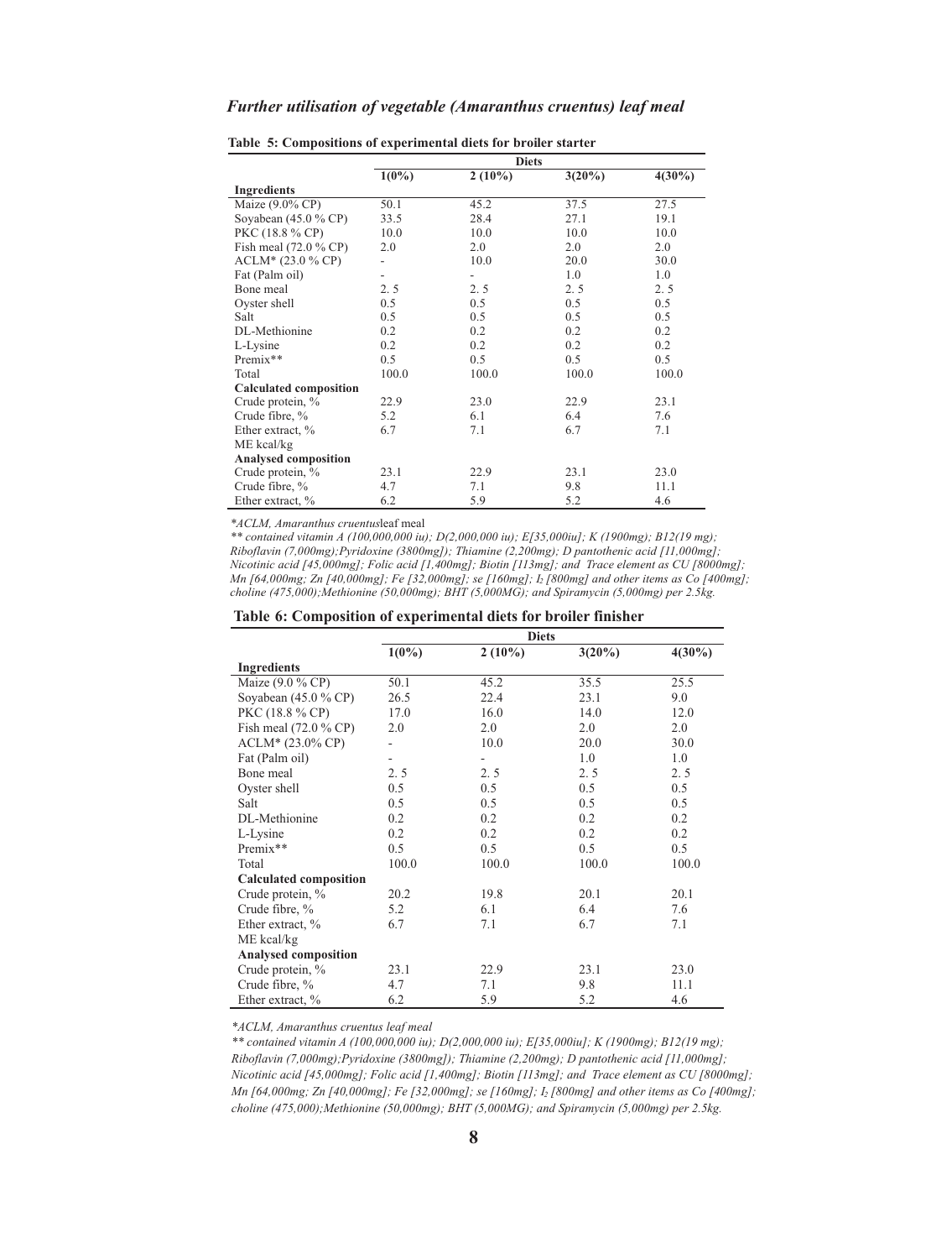| | Diets | | | |
|---|---|---|---|---|
| | 1(0%) | 2 (10%) | 3(20%) | 4(30%) |
| **Ingredients** | | | | |
| Maize (9.0% CP) | 50.1 | 45.2 | 37.5 | 27.5 |
| Soyabean (45.0 % CP) | 33.5 | 28.4 | 27.1 | 19.1 |
| PKC (18.8 % CP) | 10.0 | 10.0 | 10.0 | 10.0 |
| Fish meal (72.0 % CP) | 2.0 | 2.0 | 2.0 | 2.0 |
| ACLM* (23.0 % CP) | - | 10.0 | 20.0 | 30.0 |
| Fat (Palm oil) | - | - | 1.0 | 1.0 |
| Bone meal | 2. 5 | 2. 5 | 2. 5 | 2. 5 |
| Oyster shell | 0.5 | 0.5 | 0.5 | 0.5 |
| Salt | 0.5 | 0.5 | 0.5 | 0.5 |
| DL-Methionine | 0.2 | 0.2 | 0.2 | 0.2 |
| L-Lysine | 0.2 | 0.2 | 0.2 | 0.2 |
| Premix** | 0.5 | 0.5 | 0.5 | 0.5 |
| Total | 100.0 | 100.0 | 100.0 | 100.0 |
| **Calculated composition** | | | | |
| Crude protein, % | 22.9 | 23.0 | 22.9 | 23.1 |
| Crude fibre, % | 5.2 | 6.1 | 6.4 | 7.6 |
| Ether extract, % | 6.7 | 7.1 | 6.7 | 7.1 |
| ME kcal/kg | | | | |
| **Analysed composition** | | | | |
| Crude protein, % | 23.1 | 22.9 | 23.1 | 23.0 |
| Crude fibre, % | 4.7 | 7.1 | 9.8 | 11.1 |
| Ether extract, % | 6.2 | 5.9 | 5.2 | 4.6 |

**Table 5: Compositions of experimental diets for broiler starter**

*\*ACLM, Amaranthus cruentus*leaf meal

*\*\* contained vitamin A (100,000,000 iu); D(2,000,000 iu); E[35,000iu]; K (1900mg); B12(19 mg); Riboflavin (7,000mg);Pyridoxine (3800mg]); Thiamine (2,200mg); D pantothenic acid [11,000mg]; Nicotinic acid [45,000mg]; Folic acid [1,400mg]; Biotin [113mg]; and Trace element as CU [8000mg]; Mn [64,000mg; Zn [40,000mg]; Fe [32,000mg]; se [160mg]; $I_2$ [800mg] and other items as Co [400mg]; choline (475,000);Methionine (50,000mg); BHT (5,000MG); and Spiramycin (5,000mg) per 2.5kg.*

**Table 6: Composition of experimental diets for broiler finisher**

| | Diets | | | |
|---|---|---|---|---|
| | 1(0%) | 2 (10%) | 3(20%) | 4(30%) |
| **Ingredients** | | | | |
| Maize (9.0 % CP) | 50.1 | 45.2 | 35.5 | 25.5 |
| Soyabean (45.0 % CP) | 26.5 | 22.4 | 23.1 | 9.0 |
| PKC (18.8 % CP) | 17.0 | 16.0 | 14.0 | 12.0 |
| Fish meal (72.0 % CP) | 2.0 | 2.0 | 2.0 | 2.0 |
| ACLM* (23.0% CP) | - | 10.0 | 20.0 | 30.0 |
| Fat (Palm oil) | - | - | 1.0 | 1.0 |
| Bone meal | 2. 5 | 2. 5 | 2. 5 | 2. 5 |
| Oyster shell | 0.5 | 0.5 | 0.5 | 0.5 |
| Salt | 0.5 | 0.5 | 0.5 | 0.5 |
| DL-Methionine | 0.2 | 0.2 | 0.2 | 0.2 |
| L-Lysine | 0.2 | 0.2 | 0.2 | 0.2 |
| Premix** | 0.5 | 0.5 | 0.5 | 0.5 |
| Total | 100.0 | 100.0 | 100.0 | 100.0 |
| **Calculated composition** | | | | |
| Crude protein, % | 20.2 | 19.8 | 20.1 | 20.1 |
| Crude fibre, % | 5.2 | 6.1 | 6.4 | 7.6 |
| Ether extract, % | 6.7 | 7.1 | 6.7 | 7.1 |
| ME kcal/kg | | | | |
| **Analysed composition** | | | | |
| Crude protein, % | 23.1 | 22.9 | 23.1 | 23.0 |
| Crude fibre, % | 4.7 | 7.1 | 9.8 | 11.1 |
| Ether extract, % | 6.2 | 5.9 | 5.2 | 4.6 |

*\*ACLM, Amaranthus cruentus leaf meal*

*\*\* contained vitamin A (100,000,000 iu); D(2,000,000 iu); E[35,000iu]; K (1900mg); B12(19 mg); Riboflavin (7,000mg);Pyridoxine (3800mg]); Thiamine (2,200mg); D pantothenic acid [11,000mg]; Nicotinic acid [45,000mg]; Folic acid [1,400mg]; Biotin [113mg]; and Trace element as CU [8000mg]; Mn [64,000mg; Zn [40,000mg]; Fe [32,000mg]; se [160mg]; $I_2$ [800mg] and other items as Co [400mg]; choline (475,000);Methionine (50,000mg); BHT (5,000MG); and Spiramycin (5,000mg) per 2.5kg.*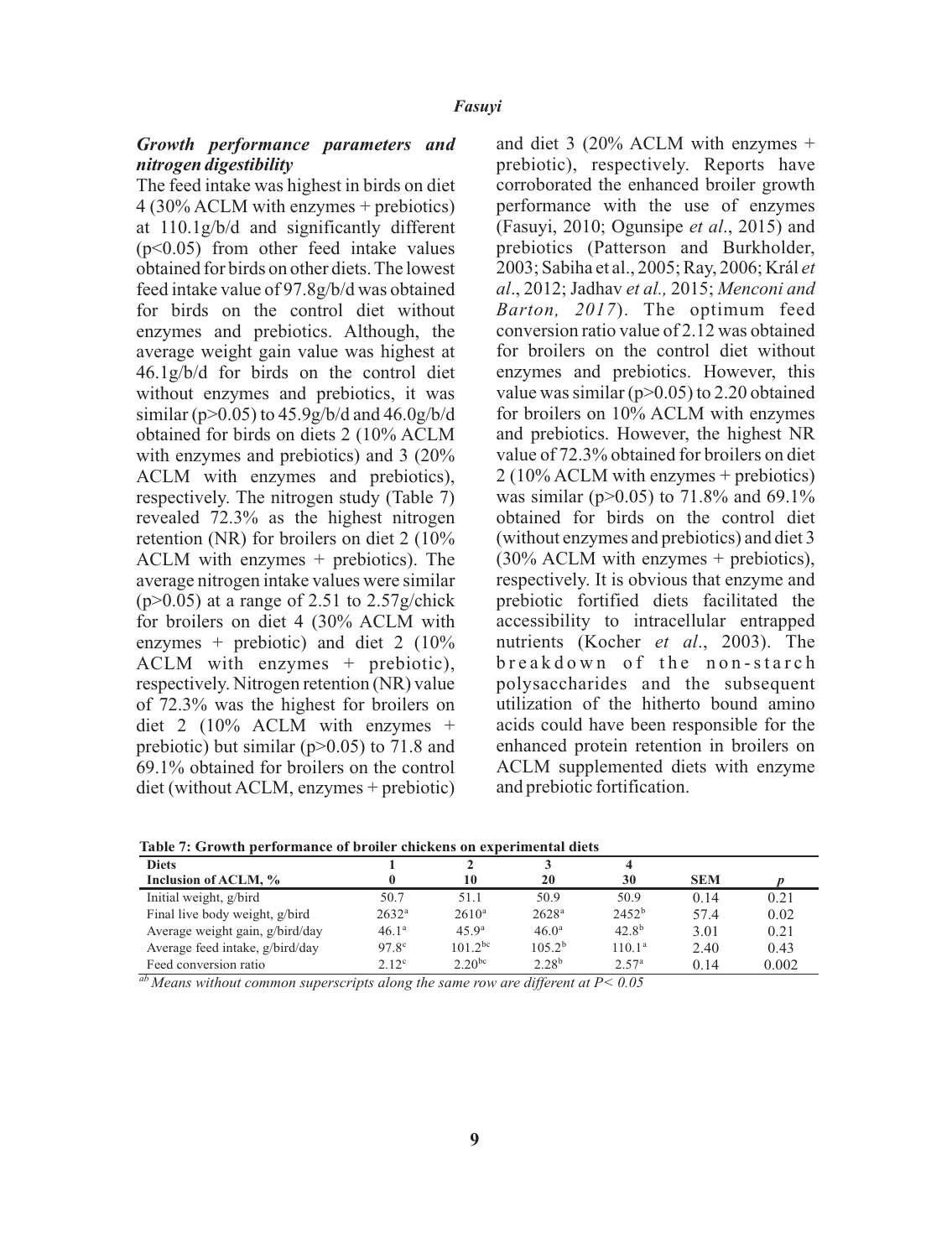### *Growth performance parameters and nitrogen digestibility*

The feed intake was highest in birds on diet 4 (30% ACLM with enzymes + prebiotics) at 110.1g/b/d and significantly different ($p<0.05$) from other feed intake values obtained for birds on other diets. The lowest feed intake value of 97.8g/b/d was obtained for birds on the control diet without enzymes and prebiotics. Although, the average weight gain value was highest at 46.1g/b/d for birds on the control diet without enzymes and prebiotics, it was similar ($p>0.05$) to 45.9g/b/d and 46.0g/b/d obtained for birds on diets 2 (10% ACLM with enzymes and prebiotics) and 3 (20% ACLM with enzymes and prebiotics), respectively. The nitrogen study (Table 7) revealed 72.3% as the highest nitrogen retention (NR) for broilers on diet 2 (10% ACLM with enzymes + prebiotics). The average nitrogen intake values were similar ($p>0.05$) at a range of 2.51 to 2.57g/chick for broilers on diet 4 (30% ACLM with enzymes + prebiotic) and diet 2 (10% ACLM with enzymes + prebiotic), respectively. Nitrogen retention (NR) value of 72.3% was the highest for broilers on diet 2 (10% ACLM with enzymes + prebiotic) but similar ($p>0.05$) to 71.8 and 69.1% obtained for broilers on the control diet (without ACLM, enzymes + prebiotic) and diet 3 (20% ACLM with enzymes + prebiotic), respectively. Reports have corroborated the enhanced broiler growth performance with the use of enzymes (Fasuyi, 2010; Ogunsipe *et al*., 2015) and prebiotics (Patterson and Burkholder, 2003; Sabiha et al., 2005; Ray, 2006; Král *et al*., 2012; Jadhav *et al.,* 2015; *Menconi and Barton, 2017*). The optimum feed conversion ratio value of 2.12 was obtained for broilers on the control diet without enzymes and prebiotics. However, this value was similar ($p>0.05$) to 2.20 obtained for broilers on 10% ACLM with enzymes and prebiotics. However, the highest NR value of 72.3% obtained for broilers on diet 2 (10% ACLM with enzymes + prebiotics) was similar ($p>0.05$) to 71.8% and 69.1% obtained for birds on the control diet (without enzymes and prebiotics) and diet 3 (30% ACLM with enzymes + prebiotics), respectively. It is obvious that enzyme and prebiotic fortified diets facilitated the accessibility to intracellular entrapped nutrients (Kocher *et al*., 2003). The breakdown of the non-starch polysaccharides and the subsequent utilization of the hitherto bound amino acids could have been responsible for the enhanced protein retention in broilers on ACLM supplemented diets with enzyme and prebiotic fortification.

**Table 7: Growth performance of broiler chickens on experimental diets**

| Diets | 1 | 2 | 3 | 4 | | |
|---|---|---|---|---|---|---|
| Inclusion of ACLM, % | 0 | 10 | 20 | 30 | SEM | *p* |
| Initial weight, g/bird | 50.7 | 51.1 | 50.9 | 50.9 | 0.14 | 0.21 |
| Final live body weight, g/bird | $2632^{a}$ | $2610^{a}$ | $2628^{a}$ | $2452^{b}$ | 57.4 | 0.02 |
| Average weight gain, g/bird/day | $46.1^{a}$ | $45.9^{a}$ | $46.0^{a}$ | $42.8^{b}$ | 3.01 | 0.21 |
| Average feed intake, g/bird/day | $97.8^{c}$ | $101.2^{bc}$ | $105.2^{b}$ | $110.1^{a}$ | 2.40 | 0.43 |
| Feed conversion ratio | $2.12^{c}$ | $2.20^{bc}$ | $2.28^{b}$ | $2.57^{a}$ | 0.14 | 0.002 |

*[ab] Means without common superscripts along the same row are different at $P< 0.05$*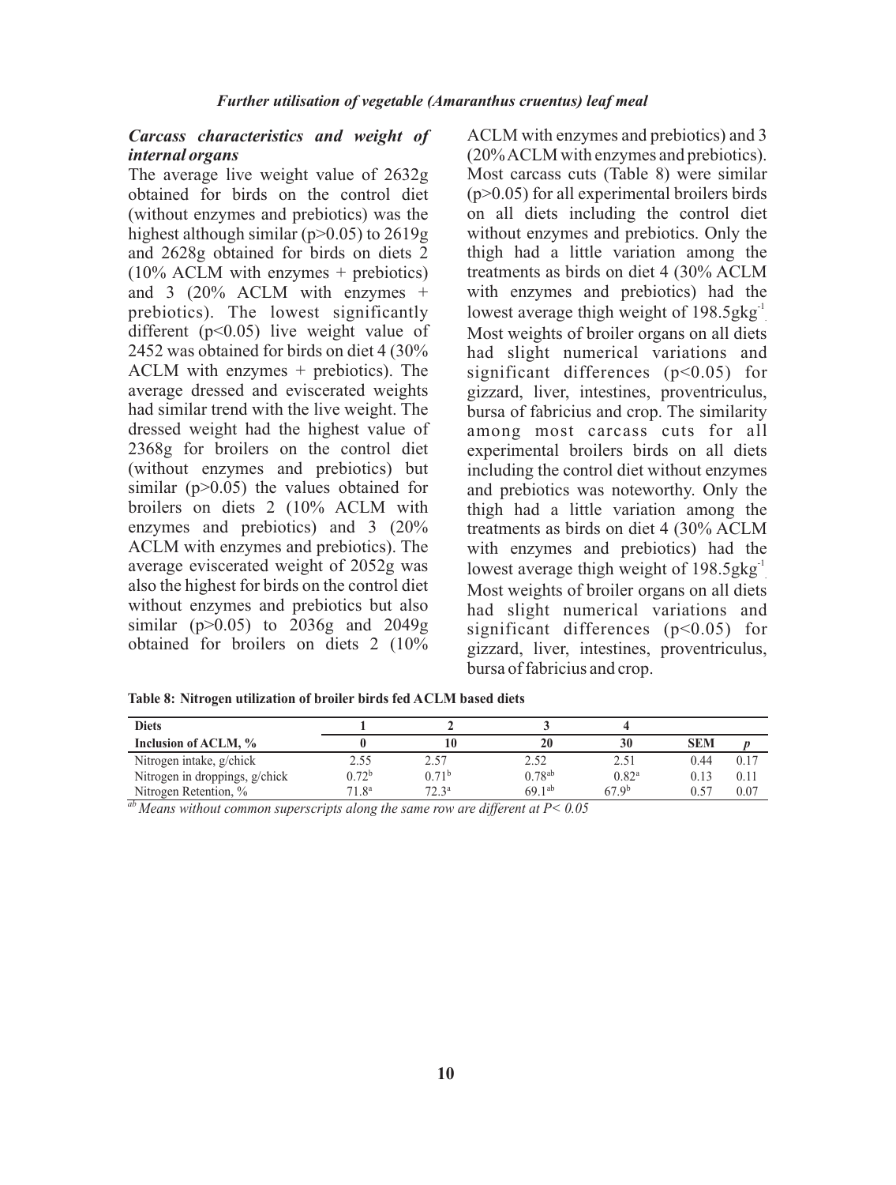### *Carcass characteristics and weight of internal organs*

The average live weight value of 2632g obtained for birds on the control diet (without enzymes and prebiotics) was the highest although similar ($p>0.05$) to 2619g and 2628g obtained for birds on diets 2 (10% ACLM with enzymes + prebiotics) and 3 (20% ACLM with enzymes + prebiotics). The lowest significantly different ($p<0.05$) live weight value of 2452 was obtained for birds on diet 4 (30% ACLM with enzymes + prebiotics). The average dressed and eviscerated weights had similar trend with the live weight. The dressed weight had the highest value of 2368g for broilers on the control diet (without enzymes and prebiotics) but similar ($p>0.05$) the values obtained for broilers on diets 2 (10% ACLM with enzymes and prebiotics) and 3 (20% ACLM with enzymes and prebiotics). The average eviscerated weight of 2052g was also the highest for birds on the control diet without enzymes and prebiotics but also similar ($p>0.05$) to 2036g and 2049g obtained for broilers on diets 2 (10% ACLM with enzymes and prebiotics) and 3 (20% ACLM with enzymes and prebiotics). Most carcass cuts (Table 8) were similar ($p>0.05$) for all experimental broilers birds on all diets including the control diet without enzymes and prebiotics. Only the thigh had a little variation among the treatments as birds on diet 4 (30% ACLM with enzymes and prebiotics) had the lowest average thigh weight of $198.5gkg^{-1}$. Most weights of broiler organs on all diets had slight numerical variations and significant differences ($p<0.05$) for gizzard, liver, intestines, proventriculus, bursa of fabricius and crop. The similarity among most carcass cuts for all experimental broilers birds on all diets including the control diet without enzymes and prebiotics was noteworthy. Only the thigh had a little variation among the treatments as birds on diet 4 (30% ACLM with enzymes and prebiotics) had the lowest average thigh weight of $198.5gkg^{-1}$. Most weights of broiler organs on all diets had slight numerical variations and significant differences ($p<0.05$) for gizzard, liver, intestines, proventriculus, bursa of fabricius and crop.

**Table 8: Nitrogen utilization of broiler birds fed ACLM based diets**

| Diets | 1 | 2 | 3 | 4 | | |
|---|---|---|---|---|---|---|
| **Inclusion of ACLM, %** | **0** | **10** | **20** | **30** | **SEM** | ***p*** |
| Nitrogen intake, g/chick | 2.55 | 2.57 | 2.52 | 2.51 | 0.44 | 0.17 |
| Nitrogen in droppings, g/chick | $0.72^{b}$ | $0.71^{b}$ | $0.78^{ab}$ | $0.82^{a}$ | 0.13 | 0.11 |
| Nitrogen Retention, % | $71.8^{a}$ | $72.3^{a}$ | $69.1^{ab}$ | $67.9^{b}$ | 0.57 | 0.07 |

*$^{ab}$ Means without common superscripts along the same row are different at $P< 0.05$*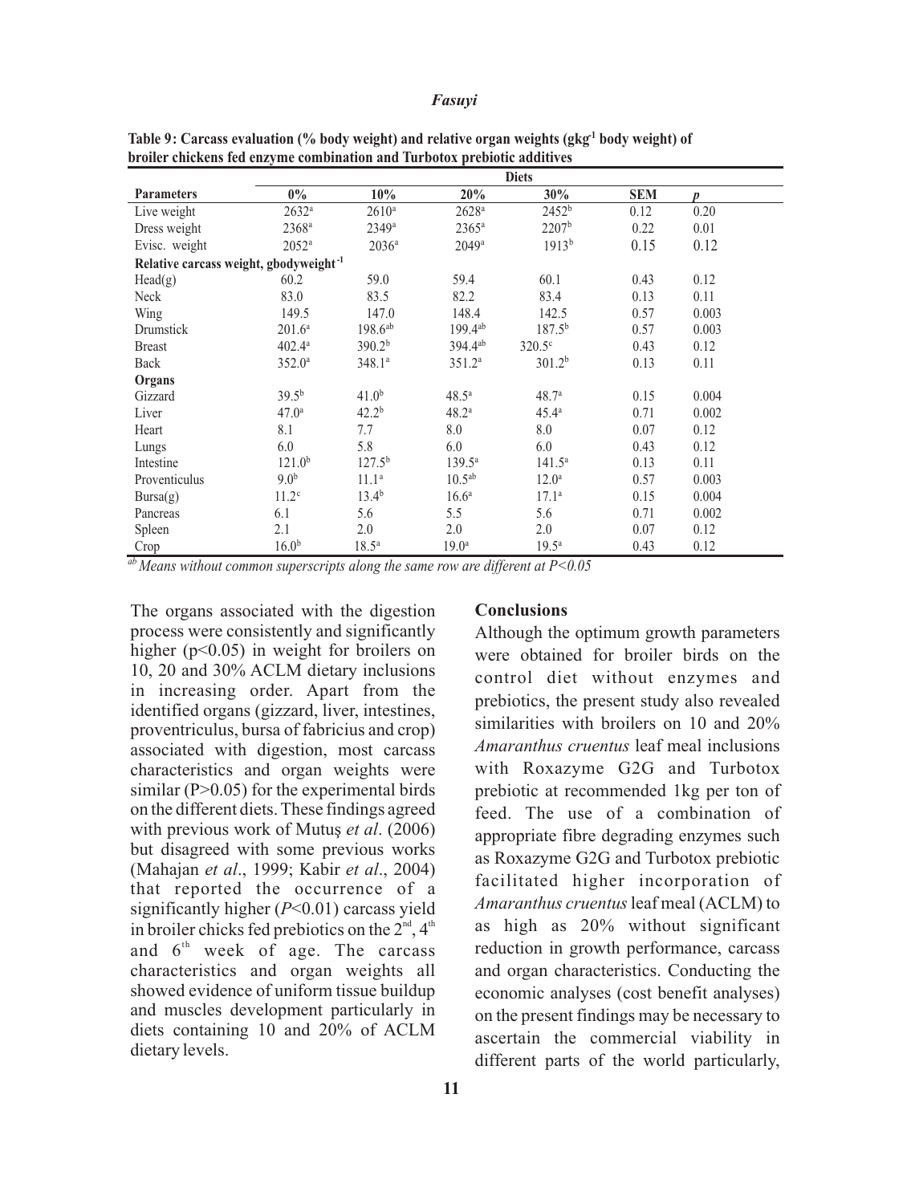**Table 9: Carcass evaluation (% body weight) and relative organ weights ($gkg^{-1}$ body weight) of broiler chickens fed enzyme combination and Turbotox prebiotic additives**

| | Diets | | | | | |
|---|---|---|---|---|---|---|
| **Parameters** | **0%** | **10%** | **20%** | **30%** | **SEM** | ***p*** |
| Live weight | $2632^a$ | $2610^a$ | $2628^a$ | $2452^b$ | 0.12 | 0.20 |
| Dress weight | $2368^a$ | $2349^a$ | $2365^a$ | $2207^b$ | 0.22 | 0.01 |
| Evisc. weight | $2052^a$ | $2036^a$ | $2049^a$ | $1913^b$ | 0.15 | 0.12 |
| **Relative carcass weight, gbodyweight$^{-1}$** | | | | | | |
| Head(g) | 60.2 | 59.0 | 59.4 | 60.1 | 0.43 | 0.12 |
| Neck | 83.0 | 83.5 | 82.2 | 83.4 | 0.13 | 0.11 |
| Wing | 149.5 | 147.0 | 148.4 | 142.5 | 0.57 | 0.003 |
| Drumstick | $201.6^a$ | $198.6^{ab}$ | $199.4^{ab}$ | $187.5^b$ | 0.57 | 0.003 |
| Breast | $402.4^a$ | $390.2^b$ | $394.4^{ab}$ | $320.5^c$ | 0.43 | 0.12 |
| Back | $352.0^a$ | $348.1^a$ | $351.2^a$ | $301.2^b$ | 0.13 | 0.11 |
| **Organs** | | | | | | |
| Gizzard | $39.5^b$ | $41.0^b$ | $48.5^a$ | $48.7^a$ | 0.15 | 0.004 |
| Liver | $47.0^a$ | $42.2^b$ | $48.2^a$ | $45.4^a$ | 0.71 | 0.002 |
| Heart | 8.1 | 7.7 | 8.0 | 8.0 | 0.07 | 0.12 |
| Lungs | 6.0 | 5.8 | 6.0 | 6.0 | 0.43 | 0.12 |
| Intestine | $121.0^b$ | $127.5^b$ | $139.5^a$ | $141.5^a$ | 0.13 | 0.11 |
| Proventiculus | $9.0^b$ | $11.1^a$ | $10.5^{ab}$ | $12.0^a$ | 0.57 | 0.003 |
| Bursa(g) | $11.2^c$ | $13.4^b$ | $16.6^a$ | $17.1^a$ | 0.15 | 0.004 |
| Pancreas | 6.1 | 5.6 | 5.5 | 5.6 | 0.71 | 0.002 |
| Spleen | 2.1 | 2.0 | 2.0 | 2.0 | 0.07 | 0.12 |
| Crop | $16.0^b$ | $18.5^a$ | $19.0^a$ | $19.5^a$ | 0.43 | 0.12 |

*[ab] Means without common superscripts along the same row are different at $P<0.05$*

The organs associated with the digestion process were consistently and significantly higher ($p<0.05$) in weight for broilers on 10, 20 and 30% ACLM dietary inclusions in increasing order. Apart from the identified organs (gizzard, liver, intestines, proventriculus, bursa of fabricius and crop) associated with digestion, most carcass characteristics and organ weights were similar ($P>0.05$) for the experimental birds on the different diets. These findings agreed with previous work of Mutuş *et al*. (2006) but disagreed with some previous works (Mahajan *et al*., 1999; Kabir *et al*., 2004) that reported the occurrence of a significantly higher ($P<0.01$) carcass yield in broiler chicks fed prebiotics on the 2nd, 4th and 6th week of age. The carcass characteristics and organ weights all showed evidence of uniform tissue buildup and muscles development particularly in diets containing 10 and 20% of ACLM dietary levels.

## Conclusions

Although the optimum growth parameters were obtained for broiler birds on the control diet without enzymes and prebiotics, the present study also revealed similarities with broilers on 10 and 20% *Amaranthus cruentus* leaf meal inclusions with Roxazyme G2G and Turbotox prebiotic at recommended 1kg per ton of feed. The use of a combination of appropriate fibre degrading enzymes such as Roxazyme G2G and Turbotox prebiotic facilitated higher incorporation of *Amaranthus cruentus* leaf meal (ACLM) to as high as 20% without significant reduction in growth performance, carcass and organ characteristics. Conducting the economic analyses (cost benefit analyses) on the present findings may be necessary to ascertain the commercial viability in different parts of the world particularly,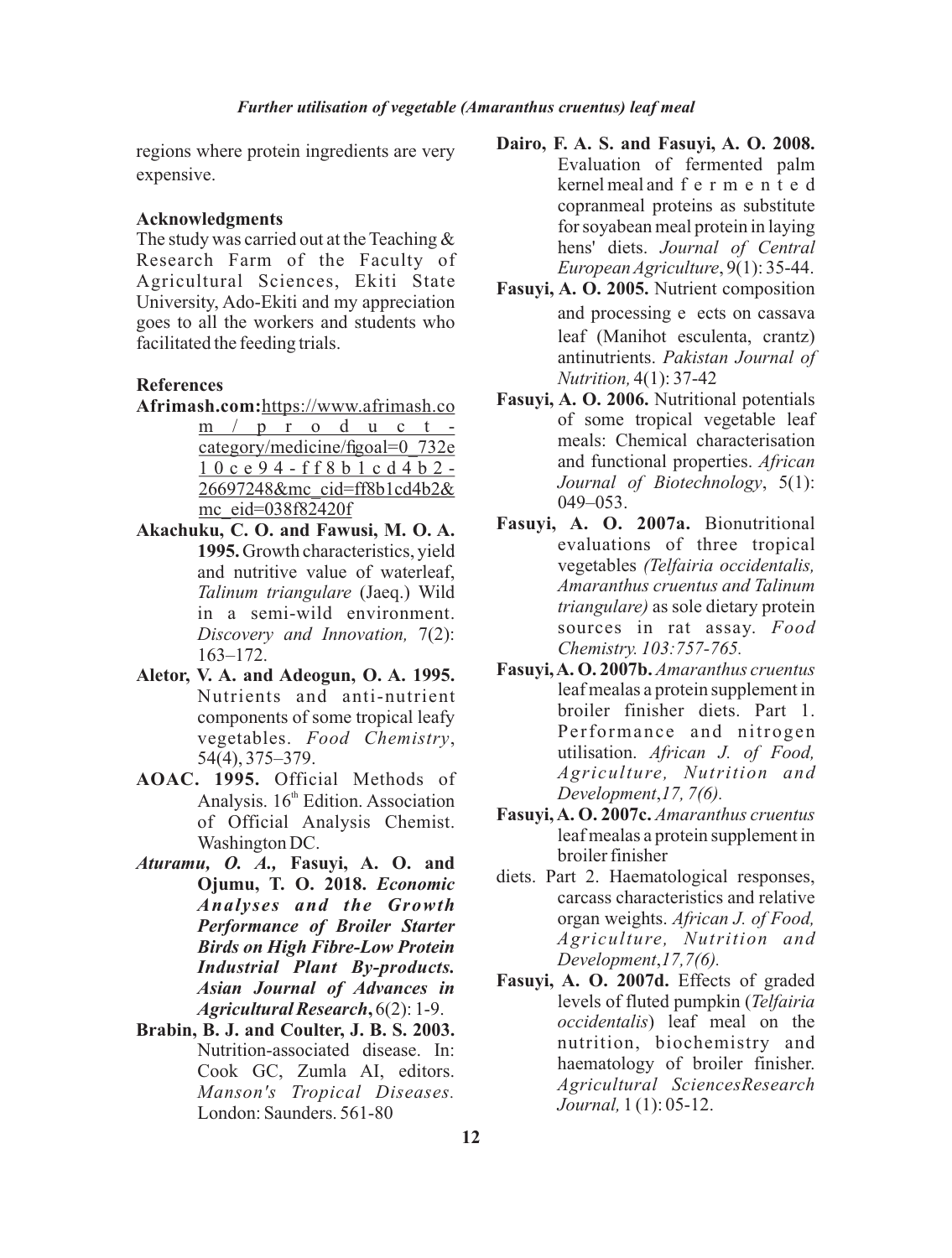regions where protein ingredients are very expensive.

## Acknowledgments

The study was carried out at the Teaching & Research Farm of the Faculty of Agricultural Sciences, Ekiti State University, Ado-Ekiti and my appreciation goes to all the workers and students who facilitated the feeding trials.

## References

**Afrimash.com:**https://www.afrimash.com/product-category/medicine/figoal=0_732e10ce94-ff8b1cd4b2-26697248&mc_cid=ff8b1cd4b2&mc_eid=038f82420f

**Akachuku, C. O. and Fawusi, M. O. A. 1995.** Growth characteristics, yield and nutritive value of waterleaf, *Talinum triangulare* (Jaeq.) Wild in a semi-wild environment. *Discovery and Innovation,* 7(2): 163–172.

**Aletor, V. A. and Adeogun, O. A. 1995.** Nutrients and anti-nutrient components of some tropical leafy vegetables. *Food Chemistry*, 54(4), 375–379.

**AOAC. 1995.** Official Methods of Analysis. 16th Edition. Association of Official Analysis Chemist. Washington DC.

***Aturamu, O. A.,* Fasuyi, A. O. and Ojumu, T. O. 2018.** ***Economic Analyses and the Growth Performance of Broiler Starter Birds on High Fibre-Low Protein Industrial Plant By-products. Asian Journal of Advances in Agricultural Research*, 6(2)**: 1-9.

**Brabin, B. J. and Coulter, J. B. S. 2003.** Nutrition-associated disease. In: Cook GC, Zumla AI, editors. *Manson's Tropical Diseases.* London: Saunders. 561-80

**Dairo, F. A. S. and Fasuyi, A. O. 2008.** Evaluation of fermented palm kernel meal and fermented copranmeal proteins as substitute for soyabean meal protein in laying hens' diets. *Journal of Central European Agriculture*, 9(1): 35-44.

**Fasuyi, A. O. 2005.** Nutrient composition and processing e ects on cassava leaf (Manihot esculenta, crantz) antinutrients. *Pakistan Journal of Nutrition,* 4(1): 37-42

**Fasuyi, A. O. 2006.** Nutritional potentials of some tropical vegetable leaf meals: Chemical characterisation and functional properties. *African Journal of Biotechnology*, 5(1): 049–053.

**Fasuyi, A. O. 2007a.** Bionutritional evaluations of three tropical vegetables *(Telfairia occidentalis, Amaranthus cruentus and Talinum triangulare)* as sole dietary protein sources in rat assay. *Food Chemistry. 103:757-765.*

**Fasuyi, A. O. 2007b.** *Amaranthus cruentus* leaf mealas a protein supplement in broiler finisher diets. Part 1. Performance and nitrogen utilisation. *African J. of Food, Agriculture, Nutrition and Development*,*17, 7(6).*

**Fasuyi, A. O. 2007c.** *Amaranthus cruentus* leaf mealas a protein supplement in broiler finisher diets. Part 2. Haematological responses, carcass characteristics and relative organ weights. *African J. of Food, Agriculture, Nutrition and Development*,*17,7(6).*

**Fasuyi, A. O. 2007d.** Effects of graded levels of fluted pumpkin (*Telfairia occidentalis*) leaf meal on the nutrition, biochemistry and haematology of broiler finisher. *Agricultural SciencesResearch Journal,* 1 (1): 05-12.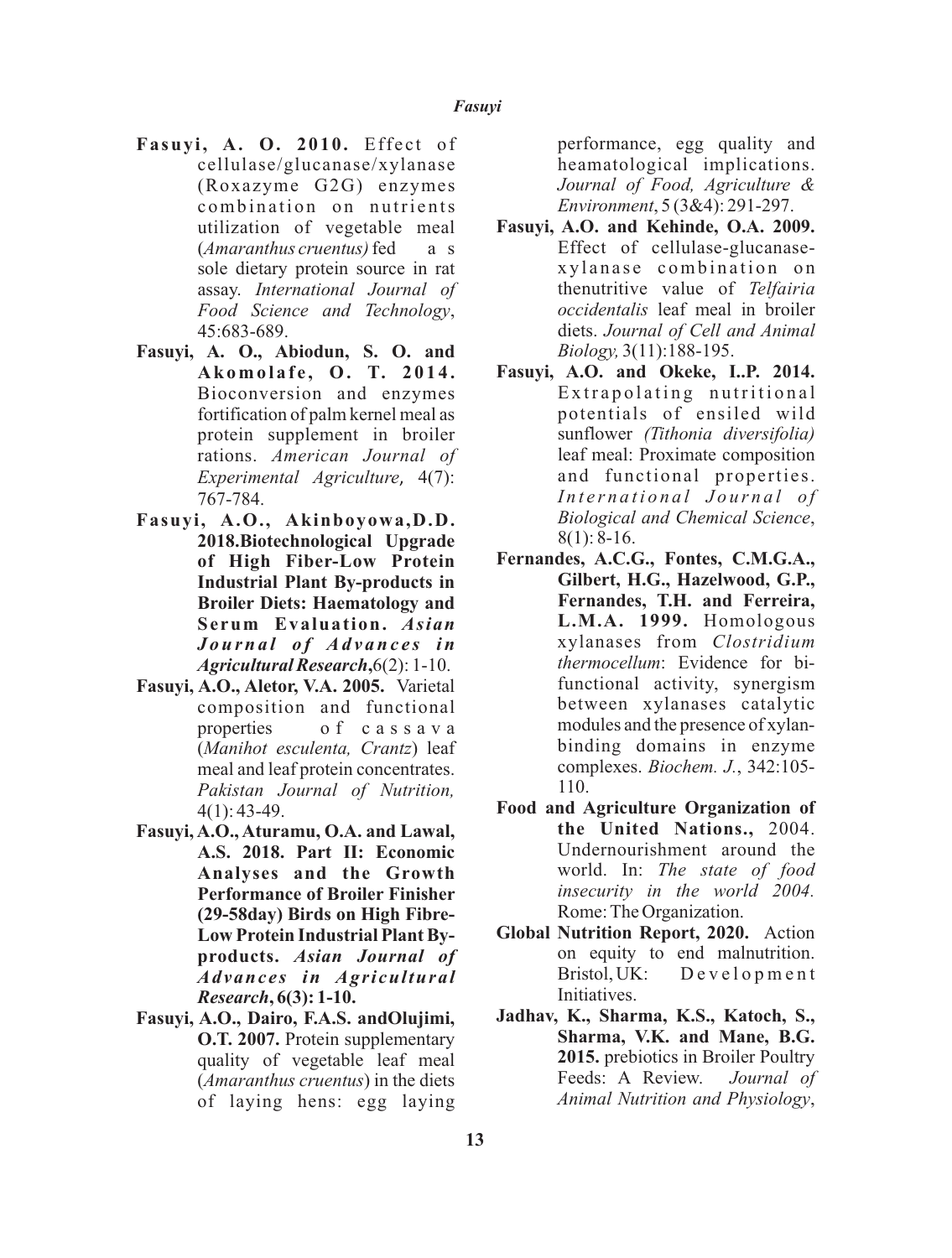**Fasuyi, A. O. 2010.** Effect of cellulase/glucanase/xylanase (Roxazyme G2G) enzymes combination on nutrients utilization of vegetable meal (*Amaranthus cruentus)* fed as sole dietary protein source in rat assay. *International Journal of Food Science and Technology*, 45:683-689.

**Fasuyi, A. O., Abiodun, S. O. and Akomolafe, O. T. 2014.** Bioconversion and enzymes fortification of palm kernel meal as protein supplement in broiler rations. *American Journal of Experimental Agriculture*, 4(7): 767-784.

**Fasuyi, A.O., Akinboyowa,D.D. 2018.Biotechnological Upgrade of High Fiber-Low Protein Industrial Plant By-products in Broiler Diets: Haematology and Serum Evaluation.** *Asian Journal of Advances in Agricultural Research*,6(2): 1-10.

**Fasuyi, A.O., Aletor, V.A. 2005.** Varietal composition and functional properties of cassava (*Manihot esculenta, Crantz*) leaf meal and leaf protein concentrates. *Pakistan Journal of Nutrition,* 4(1): 43-49.

**Fasuyi, A.O., Aturamu, O.A. and Lawal, A.S. 2018. Part II: Economic Analyses and the Growth Performance of Broiler Finisher (29-58day) Birds on High Fibre-Low Protein Industrial Plant By-products.** ***Asian Journal of Advances in Agricultural Research*, 6(3): 1-10.**

**Fasuyi, A.O., Dairo, F.A.S. andOlujimi, O.T. 2007.** Protein supplementary quality of vegetable leaf meal (*Amaranthus cruentus*) in the diets of laying hens: egg laying performance, egg quality and heamatological implications. *Journal of Food, Agriculture & Environment*, 5 (3&4): 291-297.

**Fasuyi, A.O. and Kehinde, O.A. 2009.** Effect of cellulase-glucanase-xylanase combination on thenutritive value of *Telfairia occidentalis* leaf meal in broiler diets. *Journal of Cell and Animal Biology,* 3(11):188-195.

**Fasuyi, A.O. and Okeke, I..P. 2014.** Extrapolating nutritional potentials of ensiled wild sunflower *(Tithonia diversifolia)* leaf meal: Proximate composition and functional properties. *International Journal of Biological and Chemical Science*, 8(1): 8-16.

**Fernandes, A.C.G., Fontes, C.M.G.A., Gilbert, H.G., Hazelwood, G.P., Fernandes, T.H. and Ferreira, L.M.A. 1999.** Homologous xylanases from *Clostridium thermocellum*: Evidence for bi-functional activity, synergism between xylanases catalytic modules and the presence of xylan-binding domains in enzyme complexes. *Biochem. J.*, 342:105-110.

**Food and Agriculture Organization of the United Nations.,** 2004. Undernourishment around the world. In: *The state of food insecurity in the world 2004.* Rome: The Organization.

**Global Nutrition Report, 2020.** Action on equity to end malnutrition. Bristol, UK: Development Initiatives.

**Jadhav, K., Sharma, K.S., Katoch, S., Sharma, V.K. and Mane, B.G. 2015.** prebiotics in Broiler Poultry Feeds: A Review. *Journal of Animal Nutrition and Physiology*,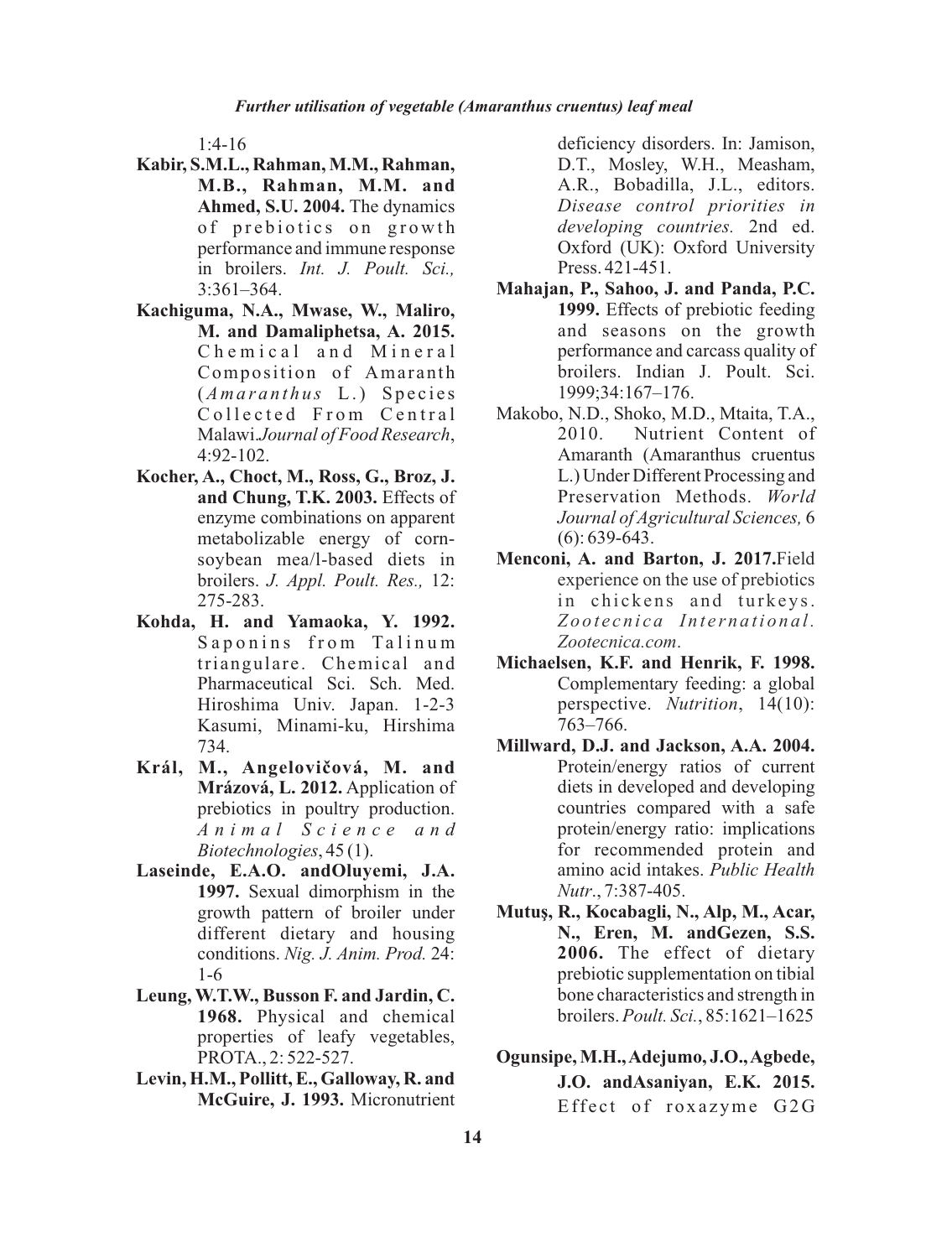1:4-16

**Kabir, S.M.L., Rahman, M.M., Rahman, M.B., Rahman, M.M. and Ahmed, S.U. 2004.** The dynamics of prebiotics on growth performance and immune response in broilers. *Int. J. Poult. Sci.,* 3:361–364.

**Kachiguma, N.A., Mwase, W., Maliro, M. and Damaliphetsa, A. 2015.** Chemical and Mineral Composition of Amaranth (*Amaranthus* L.) Species Collected From Central Malawi.*Journal of Food Research*, 4:92-102.

**Kocher, A., Choct, M., Ross, G., Broz, J. and Chung, T.K. 2003.** Effects of enzyme combinations on apparent metabolizable energy of corn-soybean mea/l-based diets in broilers. *J. Appl. Poult. Res.,* 12: 275-283.

**Kohda, H. and Yamaoka, Y. 1992.** Saponins from Talinum triangulare. Chemical and Pharmaceutical Sci. Sch. Med. Hiroshima Univ. Japan. 1-2-3 Kasumi, Minami-ku, Hirshima 734.

**Král, M., Angelovičová, M. and Mrázová, L. 2012.** Application of prebiotics in poultry production. *Animal Science and Biotechnologies*, 45 (1).

**Laseinde, E.A.O. andOluyemi, J.A. 1997.** Sexual dimorphism in the growth pattern of broiler under different dietary and housing conditions. *Nig. J. Anim. Prod.* 24: 1-6

**Leung, W.T.W., Busson F. and Jardin, C. 1968.** Physical and chemical properties of leafy vegetables, PROTA., 2: 522-527.

**Levin, H.M., Pollitt, E., Galloway, R. and McGuire, J. 1993.** Micronutrient deficiency disorders. In: Jamison, D.T., Mosley, W.H., Measham, A.R., Bobadilla, J.L., editors. *Disease control priorities in developing countries.* 2nd ed. Oxford (UK): Oxford University Press. 421-451.

**Mahajan, P., Sahoo, J. and Panda, P.C. 1999.** Effects of prebiotic feeding and seasons on the growth performance and carcass quality of broilers. Indian J. Poult. Sci. 1999;34:167–176.

Makobo, N.D., Shoko, M.D., Mtaita, T.A., 2010. Nutrient Content of Amaranth (Amaranthus cruentus L.) Under Different Processing and Preservation Methods. *World Journal of Agricultural Sciences,* 6 (6): 639-643.

**Menconi, A. and Barton, J. 2017.**Field experience on the use of prebiotics in chickens and turkeys. *Zootecnica International. Zootecnica.com*.

**Michaelsen, K.F. and Henrik, F. 1998.** Complementary feeding: a global perspective. *Nutrition*, 14(10): 763–766.

**Millward, D.J. and Jackson, A.A. 2004.** Protein/energy ratios of current diets in developed and developing countries compared with a safe protein/energy ratio: implications for recommended protein and amino acid intakes. *Public Health Nutr*., 7:387-405.

**Mutuş, R., Kocabagli, N., Alp, M., Acar, N., Eren, M. andGezen, S.S. 2006.** The effect of dietary prebiotic supplementation on tibial bone characteristics and strength in broilers. *Poult. Sci.*, 85:1621–1625

**Ogunsipe, M.H., Adejumo, J.O., Agbede, J.O. andAsaniyan, E.K. 2015.** Effect of roxazyme G2G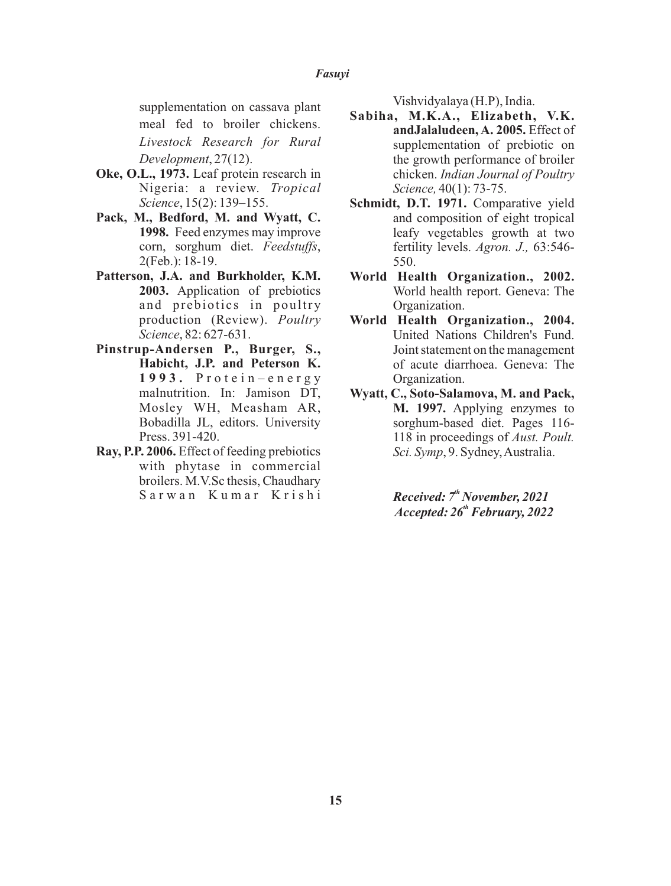supplementation on cassava plant meal fed to broiler chickens. *Livestock Research for Rural Development*, 27(12).

**Oke, O.L., 1973.** Leaf protein research in Nigeria: a review. *Tropical Science*, 15(2): 139–155.

**Pack, M., Bedford, M. and Wyatt, C. 1998.** Feed enzymes may improve corn, sorghum diet. *Feedstuffs*, 2(Feb.): 18-19.

**Patterson, J.A. and Burkholder, K.M. 2003.** Application of prebiotics and prebiotics in poultry production (Review). *Poultry Science*, 82: 627-631.

**Pinstrup-Andersen P., Burger, S., Habicht, J.P. and Peterson K. 1993.** Protein–energy malnutrition. In: Jamison DT, Mosley WH, Measham AR, Bobadilla JL, editors. University Press. 391-420.

**Ray, P.P. 2006.** Effect of feeding prebiotics with phytase in commercial broilers. M.V.Sc thesis, Chaudhary Sarwan Kumar Krishi Vishvidyalaya (H.P), India.

**Sabiha, M.K.A., Elizabeth, V.K. andJalaludeen, A. 2005.** Effect of supplementation of prebiotic on the growth performance of broiler chicken. *Indian Journal of Poultry Science,* 40(1): 73-75.

**Schmidt, D.T. 1971.** Comparative yield and composition of eight tropical leafy vegetables growth at two fertility levels. *Agron. J.,* 63:546-550.

**World Health Organization., 2002.** World health report. Geneva: The Organization.

**World Health Organization., 2004.** United Nations Children's Fund. Joint statement on the management of acute diarrhoea. Geneva: The Organization.

**Wyatt, C., Soto-Salamova, M. and Pack, M. 1997.** Applying enzymes to sorghum-based diet. Pages 116-118 in proceedings of *Aust. Poult. Sci. Symp*, 9. Sydney, Australia.

***Received: 7th November, 2021***
***Accepted: 26th February, 2022***